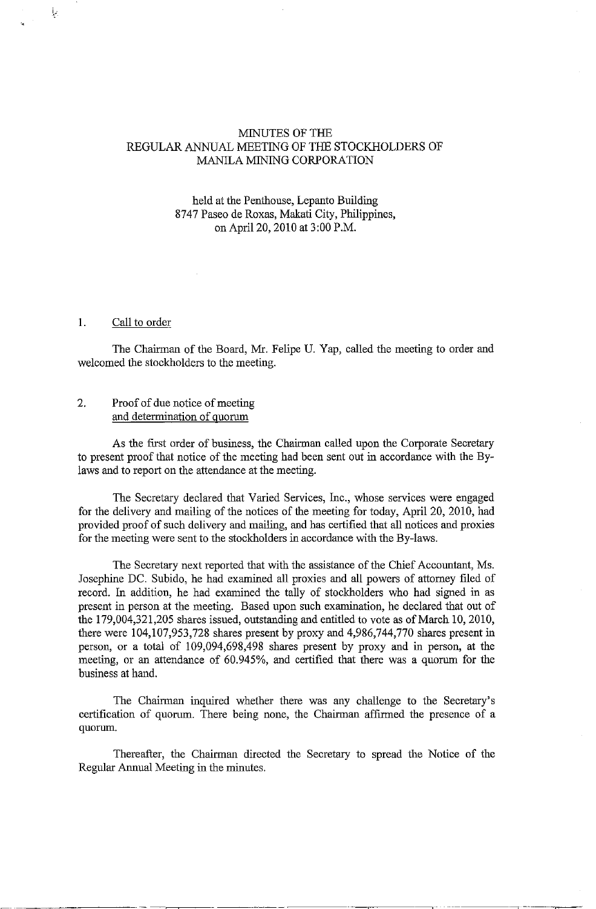# MINUTES OF THE REGULAR ANNUAL MEETING OF THE STOCKHOLDERS OF MANILA MINING CORPORATION

held at the Penthouse, Lepanto Building
8747 Paseo de Roxas, Makati City, Philippines,
on April 20, 2010 at 3:00 P.M.

1. Call to order

The Chairman of the Board, Mr. Felipe U. Yap, called the meeting to order and welcomed the stockholders to the meeting.

2. Proof of due notice of meeting and determination of quorum

As the first order of business, the Chairman called upon the Corporate Secretary to present proof that notice of the meeting had been sent out in accordance with the By-laws and to report on the attendance at the meeting.

The Secretary declared that Varied Services, Inc., whose services were engaged for the delivery and mailing of the notices of the meeting for today, April 20, 2010, had provided proof of such delivery and mailing, and has certified that all notices and proxies for the meeting were sent to the stockholders in accordance with the By-laws.

The Secretary next reported that with the assistance of the Chief Accountant, Ms. Josephine DC. Subido, he had examined all proxies and all powers of attorney filed of record. In addition, he had examined the tally of stockholders who had signed in as present in person at the meeting. Based upon such examination, he declared that out of the 179,004,321,205 shares issued, outstanding and entitled to vote as of March 10, 2010, there were 104,107,953,728 shares present by proxy and 4,986,744,770 shares present in person, or a total of 109,094,698,498 shares present by proxy and in person, at the meeting, or an attendance of 60.945%, and certified that there was a quorum for the business at hand.

The Chairman inquired whether there was any challenge to the Secretary's certification of quorum. There being none, the Chairman affirmed the presence of a quorum.

Thereafter, the Chairman directed the Secretary to spread the Notice of the Regular Annual Meeting in the minutes.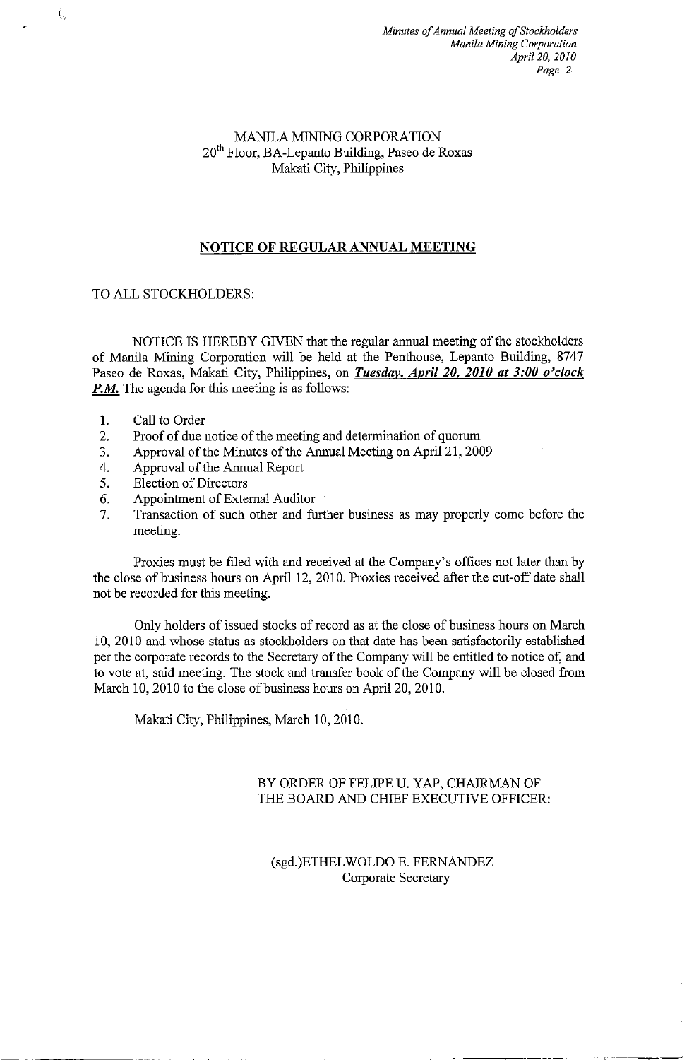MANILA MINING CORPORATION
20th Floor, BA-Lepanto Building, Paseo de Roxas
Makati City, Philippines

## NOTICE OF REGULAR ANNUAL MEETING

TO ALL STOCKHOLDERS:

NOTICE IS HEREBY GIVEN that the regular annual meeting of the stockholders of Manila Mining Corporation will be held at the Penthouse, Lepanto Building, 8747 Paseo de Roxas, Makati City, Philippines, on ***Tuesday, April 20, 2010 at 3:00 o'clock P.M.*** The agenda for this meeting is as follows:

1. Call to Order
2. Proof of due notice of the meeting and determination of quorum
3. Approval of the Minutes of the Annual Meeting on April 21, 2009
4. Approval of the Annual Report
5. Election of Directors
6. Appointment of External Auditor
7. Transaction of such other and further business as may properly come before the meeting.

Proxies must be filed with and received at the Company's offices not later than by the close of business hours on April 12, 2010. Proxies received after the cut-off date shall not be recorded for this meeting.

Only holders of issued stocks of record as at the close of business hours on March 10, 2010 and whose status as stockholders on that date has been satisfactorily established per the corporate records to the Secretary of the Company will be entitled to notice of, and to vote at, said meeting. The stock and transfer book of the Company will be closed from March 10, 2010 to the close of business hours on April 20, 2010.

Makati City, Philippines, March 10, 2010.

BY ORDER OF FELIPE U. YAP, CHAIRMAN OF THE BOARD AND CHIEF EXECUTIVE OFFICER:

(sgd.)ETHELWOLDO E. FERNANDEZ
Corporate Secretary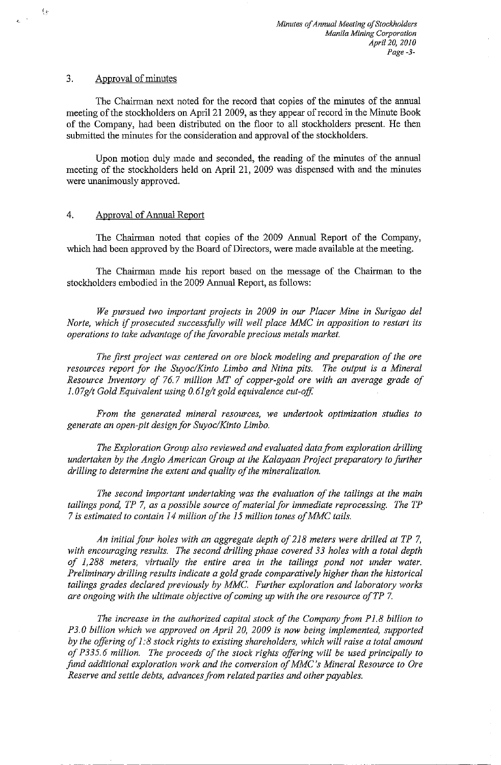## 3. Approval of minutes

The Chairman next noted for the record that copies of the minutes of the annual meeting of the stockholders on April 21 2009, as they appear of record in the Minute Book of the Company, had been distributed on the floor to all stockholders present. He then submitted the minutes for the consideration and approval of the stockholders.

Upon motion duly made and seconded, the reading of the minutes of the annual meeting of the stockholders held on April 21, 2009 was dispensed with and the minutes were unanimously approved.

## 4. Approval of Annual Report

The Chairman noted that copies of the 2009 Annual Report of the Company, which had been approved by the Board of Directors, were made available at the meeting.

The Chairman made his report based on the message of the Chairman to the stockholders embodied in the 2009 Annual Report, as follows:

*We pursued two important projects in 2009 in our Placer Mine in Surigao del Norte, which if prosecuted successfully will well place MMC in apposition to restart its operations to take advantage of the favorable precious metals market.*

*The first project was centered on ore block modeling and preparation of the ore resources report for the Suyoc/Kinto Limbo and Ntina pits. The output is a Mineral Resource Inventory of 76.7 million MT of copper-gold ore with an average grade of 1.07g/t Gold Equivalent using 0.61g/t gold equivalence cut-off.*

*From the generated mineral resources, we undertook optimization studies to generate an open-pit design for Suyoc/Kinto Limbo.*

*The Exploration Group also reviewed and evaluated data from exploration drilling undertaken by the Anglo American Group at the Kalayaan Project preparatory to further drilling to determine the extent and quality of the mineralization.*

*The second important undertaking was the evaluation of the tailings at the main tailings pond, TP 7, as a possible source of material for immediate reprocessing. The TP 7 is estimated to contain 14 million of the 15 million tones of MMC tails.*

*An initial four holes with an aggregate depth of 218 meters were drilled at TP 7, with encouraging results. The second drilling phase covered 33 holes with a total depth of 1,288 meters, virtually the entire area in the tailings pond not under water. Preliminary drilling results indicate a gold grade comparatively higher than the historical tailings grades declared previously by MMC. Further exploration and laboratory works are ongoing with the ultimate objective of coming up with the ore resource of TP 7.*

*The increase in the authorized capital stock of the Company from P1.8 billion to P3.0 billion which we approved on April 20, 2009 is now being implemented, supported by the offering of 1:8 stock rights to existing shareholders, which will raise a total amount of P335.6 million. The proceeds of the stock rights offering will be used principally to fund additional exploration work and the conversion of MMC's Mineral Resource to Ore Reserve and settle debts, advances from related parties and other payables.*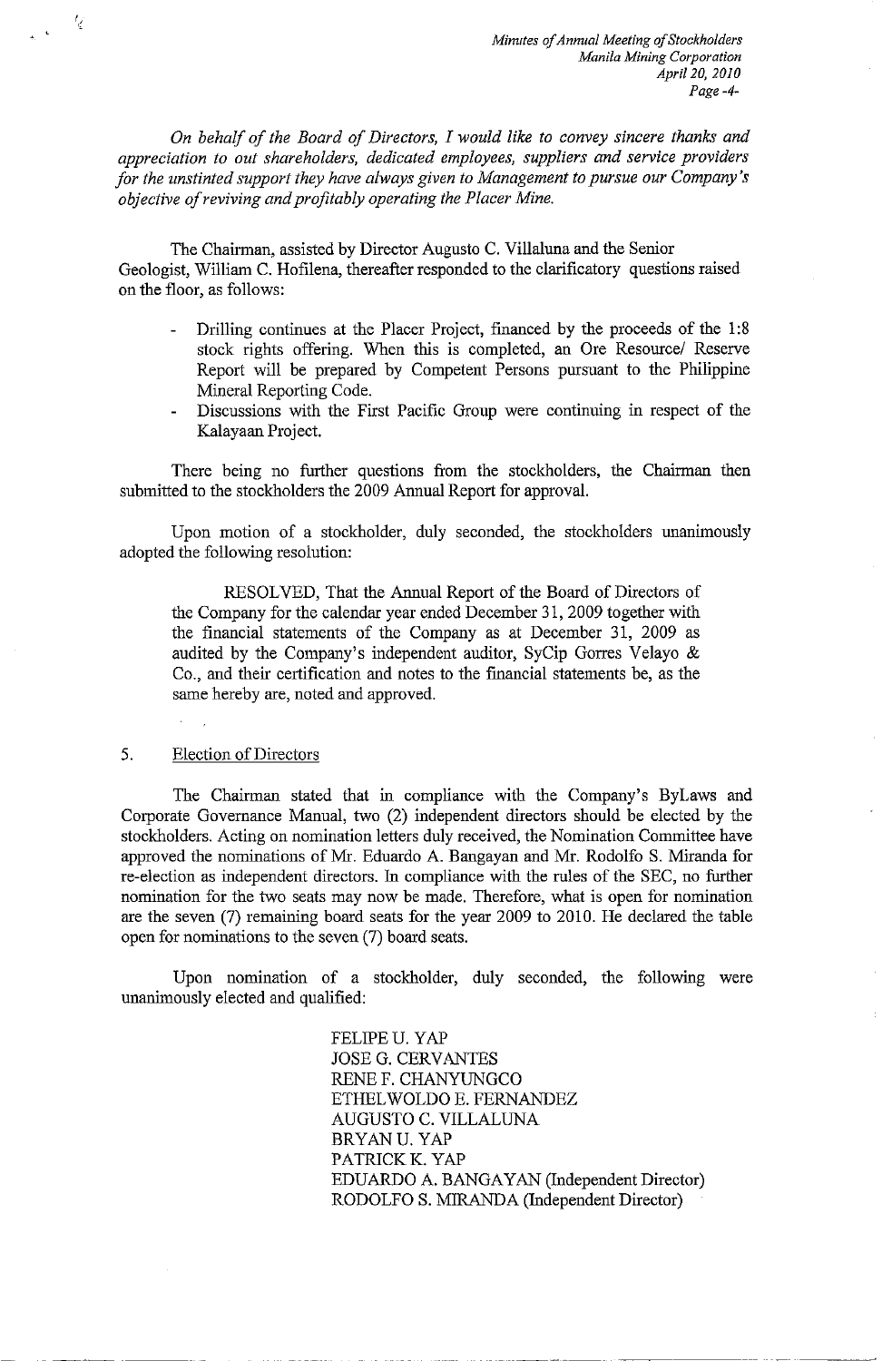*On behalf of the Board of Directors, I would like to convey sincere thanks and appreciation to out shareholders, dedicated employees, suppliers and service providers for the unstinted support they have always given to Management to pursue our Company's objective of reviving and profitably operating the Placer Mine.*

The Chairman, assisted by Director Augusto C. Villaluna and the Senior Geologist, William C. Hofilena, thereafter responded to the clarificatory questions raised on the floor, as follows:

- Drilling continues at the Placer Project, financed by the proceeds of the 1:8 stock rights offering. When this is completed, an Ore Resource/ Reserve Report will be prepared by Competent Persons pursuant to the Philippine Mineral Reporting Code.
- Discussions with the First Pacific Group were continuing in respect of the Kalayaan Project.

There being no further questions from the stockholders, the Chairman then submitted to the stockholders the 2009 Annual Report for approval.

Upon motion of a stockholder, duly seconded, the stockholders unanimously adopted the following resolution:

> RESOLVED, That the Annual Report of the Board of Directors of the Company for the calendar year ended December 31, 2009 together with the financial statements of the Company as at December 31, 2009 as audited by the Company's independent auditor, SyCip Gorres Velayo & Co., and their certification and notes to the financial statements be, as the same hereby are, noted and approved.

5. Election of Directors

The Chairman stated that in compliance with the Company's ByLaws and Corporate Governance Manual, two (2) independent directors should be elected by the stockholders. Acting on nomination letters duly received, the Nomination Committee have approved the nominations of Mr. Eduardo A. Bangayan and Mr. Rodolfo S. Miranda for re-election as independent directors. In compliance with the rules of the SEC, no further nomination for the two seats may now be made. Therefore, what is open for nomination are the seven (7) remaining board seats for the year 2009 to 2010. He declared the table open for nominations to the seven (7) board seats.

Upon nomination of a stockholder, duly seconded, the following were unanimously elected and qualified:

FELIPE U. YAP
JOSE G. CERVANTES
RENE F. CHANYUNGCO
ETHELWOLDO E. FERNANDEZ
AUGUSTO C. VILLALUNA
BRYAN U. YAP
PATRICK K. YAP
EDUARDO A. BANGAYAN (Independent Director)
RODOLFO S. MIRANDA (Independent Director)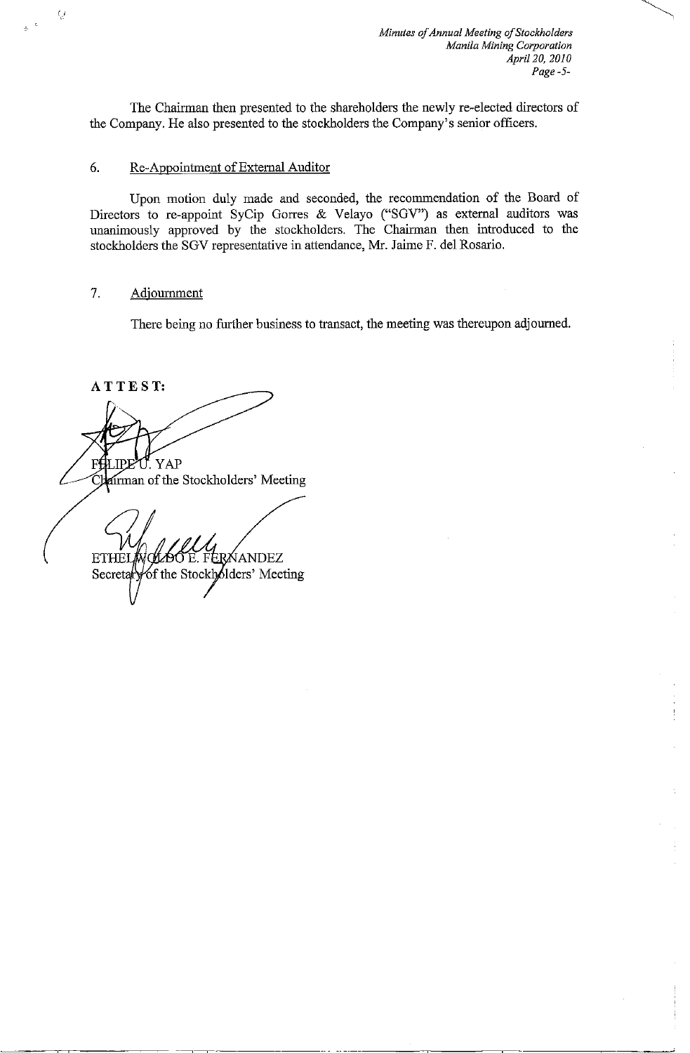The Chairman then presented to the shareholders the newly re-elected directors of the Company. He also presented to the stockholders the Company's senior officers.

## 6. Re-Appointment of External Auditor

Upon motion duly made and seconded, the recommendation of the Board of Directors to re-appoint SyCip Gorres & Velayo ("SGV") as external auditors was unanimously approved by the stockholders. The Chairman then introduced to the stockholders the SGV representative in attendance, Mr. Jaime F. del Rosario.

## 7. Adjournment

There being no further business to transact, the meeting was thereupon adjourned.

**ATTEST:**

FELIPE U. YAP
Chairman of the Stockholders' Meeting

ETHELWOLDO E. FERNANDEZ
Secretary of the Stockholders' Meeting